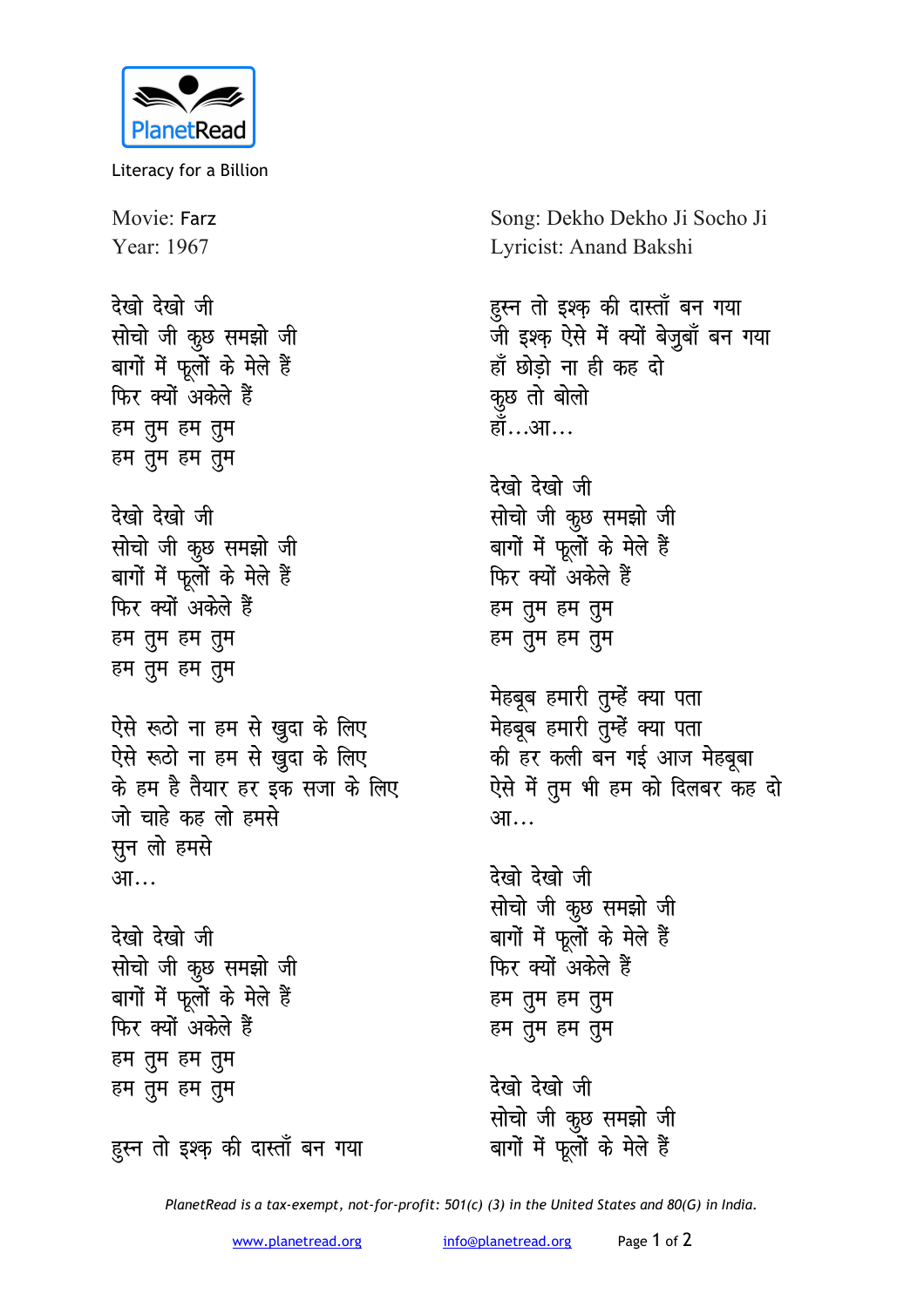PlanetRead

Literacy for a Billion

Movie: Farz
Year: 1967

Song: Dekho Dekho Ji Socho Ji
Lyricist: Anand Bakshi

देखो देखो जी
सोचो जी कुछ समझो जी
बागों में फूलों के मेले हैं
फिर क्यों अकेले हैं
हम तुम हम तुम
हम तुम हम तुम

देखो देखो जी
सोचो जी कुछ समझो जी
बागों में फूलों के मेले हैं
फिर क्यों अकेले हैं
हम तुम हम तुम
हम तुम हम तुम

ऐसे रूठो ना हम से खुदा के लिए
ऐसे रूठो ना हम से खुदा के लिए
के हम है तैयार हर इक सजा के लिए
जो चाहे कह लो हमसे
सुन लो हमसे
आ...

देखो देखो जी
सोचो जी कुछ समझो जी
बागों में फूलों के मेले हैं
फिर क्यों अकेले हैं
हम तुम हम तुम
हम तुम हम तुम

हुस्न तो इश्क़ की दास्ताँ बन गया
हुस्न तो इश्क़ की दास्ताँ बन गया
जी इश्क़ ऐसे में क्यों बेज़ुबाँ बन गया
हाँ छोड़ो ना ही कह दो
कुछ तो बोलो
हाँ...आ...

देखो देखो जी
सोचो जी कुछ समझो जी
बागों में फूलों के मेले हैं
फिर क्यों अकेले हैं
हम तुम हम तुम
हम तुम हम तुम

मेहबूब हमारी तुम्हें क्या पता
मेहबूब हमारी तुम्हें क्या पता
की हर कली बन गई आज मेहबूबा
ऐसे में तुम भी हम को दिलबर कह दो
आ...

देखो देखो जी
सोचो जी कुछ समझो जी
बागों में फूलों के मेले हैं
फिर क्यों अकेले हैं
हम तुम हम तुम
हम तुम हम तुम

देखो देखो जी
सोचो जी कुछ समझो जी
बागों में फूलों के मेले हैं

*PlanetRead is a tax-exempt, not-for-profit: 501(c) (3) in the United States and 80(G) in India.*

www.planetread.org info@planetread.org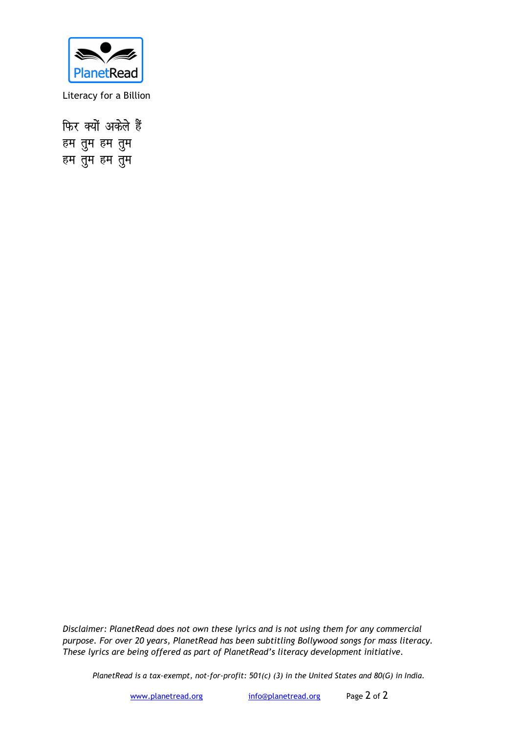Literacy for a Billion

फिर क्यों अकेले हैं
हम तुम हम तुम
हम तुम हम तुम

*Disclaimer: PlanetRead does not own these lyrics and is not using them for any commercial purpose. For over 20 years, PlanetRead has been subtitling Bollywood songs for mass literacy. These lyrics are being offered as part of PlanetRead's literacy development initiative.*

*PlanetRead is a tax-exempt, not-for-profit: 501(c) (3) in the United States and 80(G) in India.*

www.planetread.org    info@planetread.org